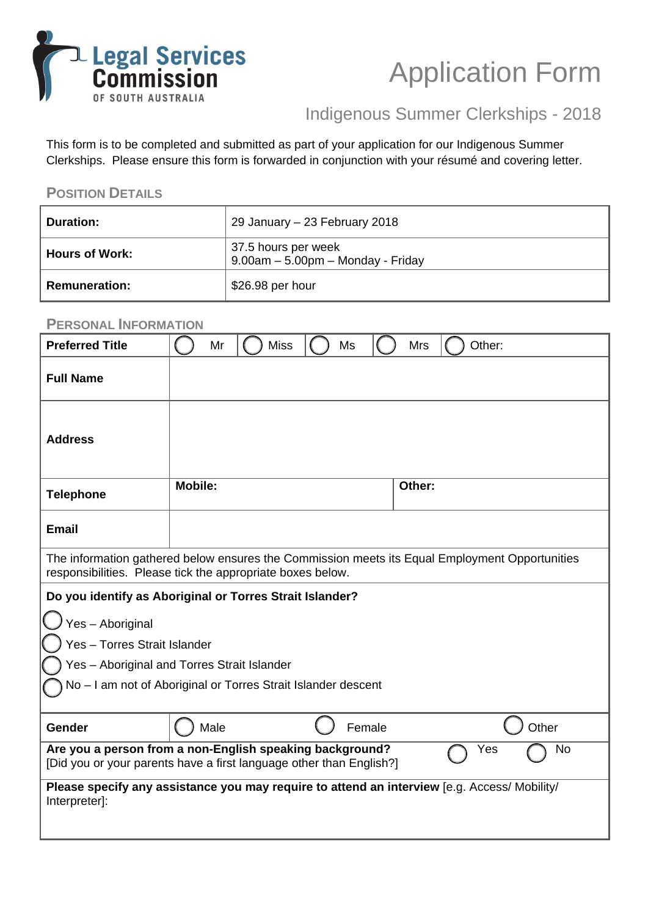Legal Services Commission OF SOUTH AUSTRALIA

# Application Form

## Indigenous Summer Clerkships - 2018

This form is to be completed and submitted as part of your application for our Indigenous Summer Clerkships. Please ensure this form is forwarded in conjunction with your résumé and covering letter.

### Position Details

| | |
|---|---|
| **Duration:** | 29 January – 23 February 2018 |
| **Hours of Work:** | 37.5 hours per week<br>9.00am – 5.00pm – Monday - Friday |
| **Remuneration:** | $26.98 per hour |

### Personal Information

| | | | | | |
|---|---|---|---|---|---|
| **Preferred Title** | ◯ Mr | ◯ Miss | ◯ Ms | ◯ Mrs | ◯ Other: |
| **Full Name** | | | | | |
| **Address** | | | | | |
| **Telephone** | **Mobile:** | | | **Other:** | |
| **Email** | | | | | |

The information gathered below ensures the Commission meets its Equal Employment Opportunities responsibilities. Please tick the appropriate boxes below.

**Do you identify as Aboriginal or Torres Strait Islander?**

◯ Yes – Aboriginal

◯ Yes – Torres Strait Islander

◯ Yes – Aboriginal and Torres Strait Islander

◯ No – I am not of Aboriginal or Torres Strait Islander descent

| | | | |
|---|---|---|---|
| **Gender** | ◯ Male | ◯ Female | ◯ Other |

**Are you a person from a non-English speaking background?** ◯ Yes ◯ No
[Did you or your parents have a first language other than English?]

**Please specify any assistance you may require to attend an interview** [e.g. Access/ Mobility/ Interpreter]: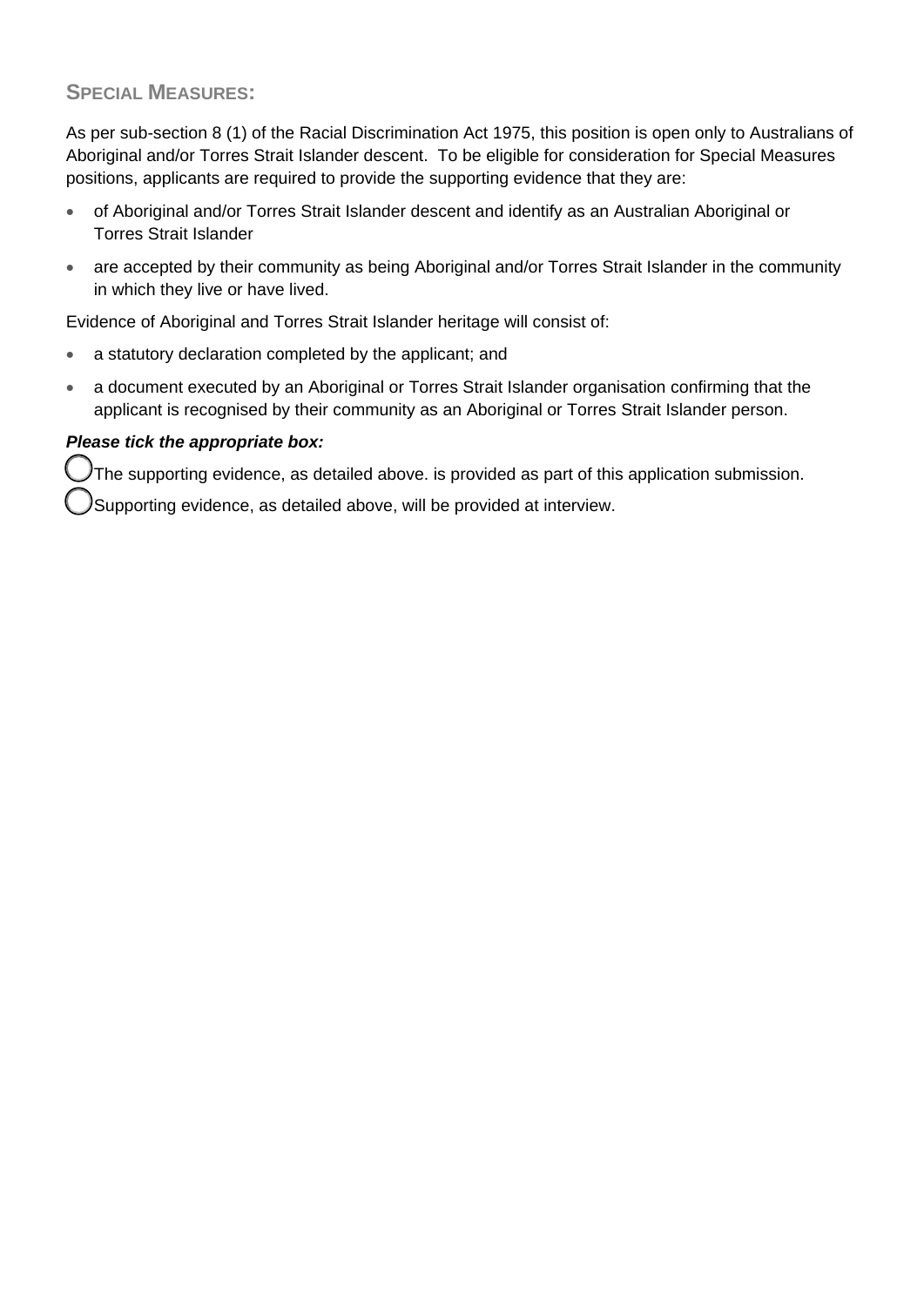## SPECIAL MEASURES:

As per sub-section 8 (1) of the Racial Discrimination Act 1975, this position is open only to Australians of Aboriginal and/or Torres Strait Islander descent. To be eligible for consideration for Special Measures positions, applicants are required to provide the supporting evidence that they are:

- of Aboriginal and/or Torres Strait Islander descent and identify as an Australian Aboriginal or Torres Strait Islander
- are accepted by their community as being Aboriginal and/or Torres Strait Islander in the community in which they live or have lived.

Evidence of Aboriginal and Torres Strait Islander heritage will consist of:

- a statutory declaration completed by the applicant; and
- a document executed by an Aboriginal or Torres Strait Islander organisation confirming that the applicant is recognised by their community as an Aboriginal or Torres Strait Islander person.

***Please tick the appropriate box:***

○ The supporting evidence, as detailed above. is provided as part of this application submission.

○ Supporting evidence, as detailed above, will be provided at interview.